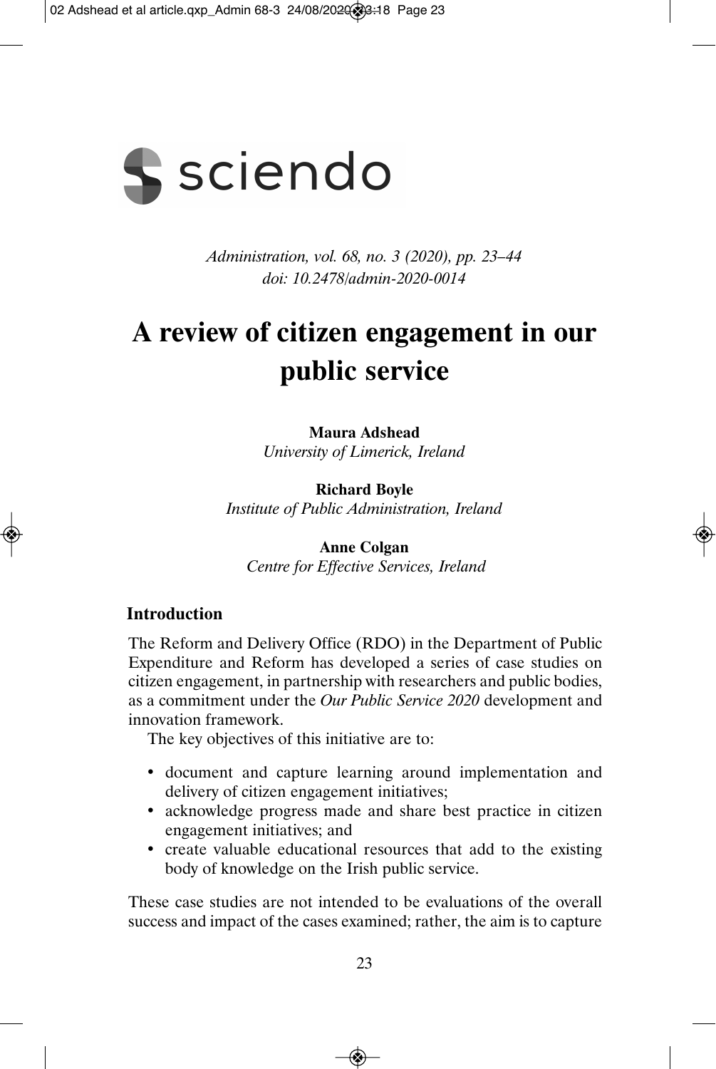*Administration, vol. 68, no. 3 (2020), pp. 23–44*
*doi: 10.2478/admin-2020-0014*

# A review of citizen engagement in our public service

**Maura Adshead**
*University of Limerick, Ireland*

**Richard Boyle**
*Institute of Public Administration, Ireland*

**Anne Colgan**
*Centre for Effective Services, Ireland*

## Introduction

The Reform and Delivery Office (RDO) in the Department of Public Expenditure and Reform has developed a series of case studies on citizen engagement, in partnership with researchers and public bodies, as a commitment under the *Our Public Service 2020* development and innovation framework.

The key objectives of this initiative are to:

- document and capture learning around implementation and delivery of citizen engagement initiatives;
- acknowledge progress made and share best practice in citizen engagement initiatives; and
- create valuable educational resources that add to the existing body of knowledge on the Irish public service.

These case studies are not intended to be evaluations of the overall success and impact of the cases examined; rather, the aim is to capture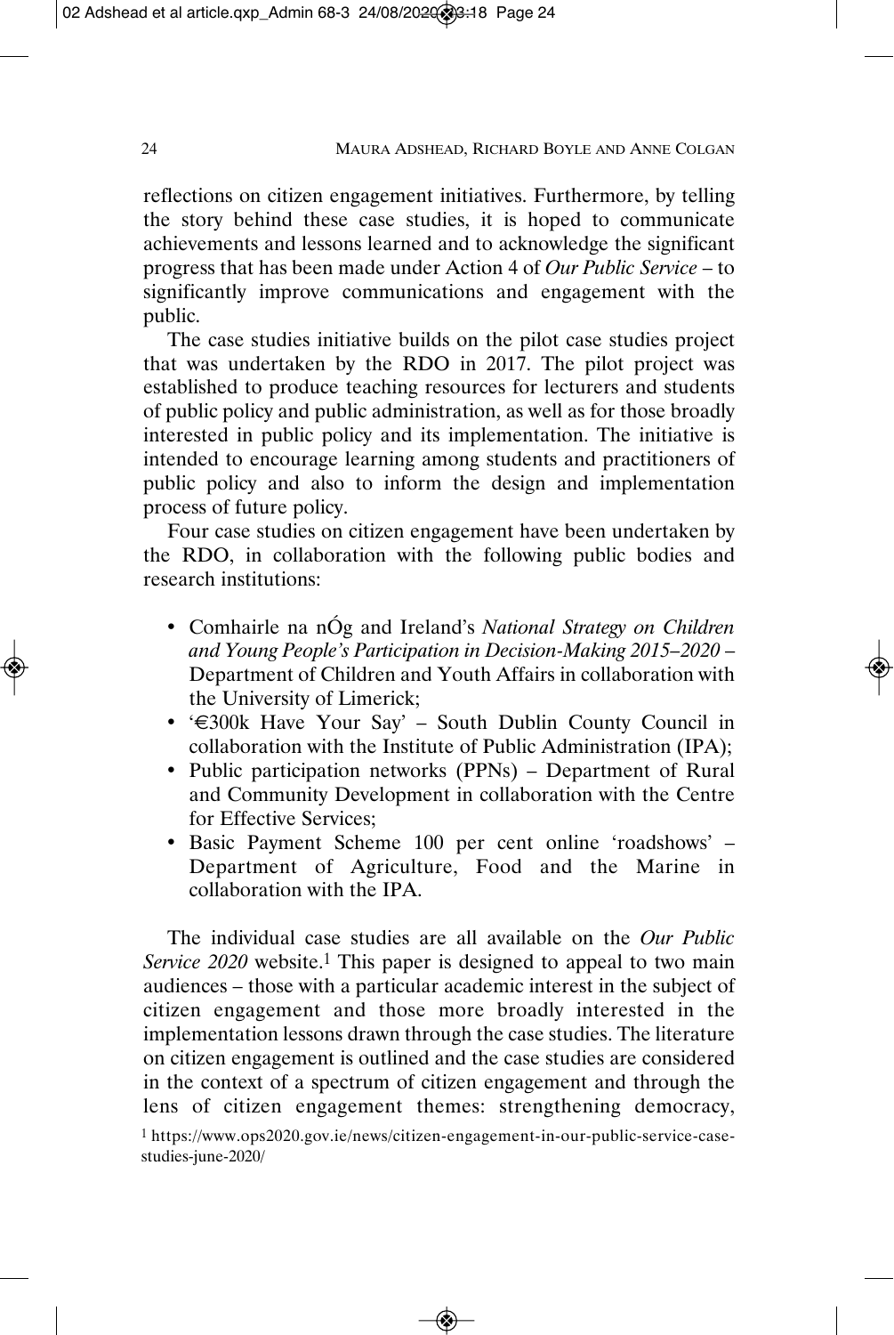reflections on citizen engagement initiatives. Furthermore, by telling the story behind these case studies, it is hoped to communicate achievements and lessons learned and to acknowledge the significant progress that has been made under Action 4 of *Our Public Service* – to significantly improve communications and engagement with the public.

The case studies initiative builds on the pilot case studies project that was undertaken by the RDO in 2017. The pilot project was established to produce teaching resources for lecturers and students of public policy and public administration, as well as for those broadly interested in public policy and its implementation. The initiative is intended to encourage learning among students and practitioners of public policy and also to inform the design and implementation process of future policy.

Four case studies on citizen engagement have been undertaken by the RDO, in collaboration with the following public bodies and research institutions:

- Comhairle na nÓg and Ireland's *National Strategy on Children and Young People's Participation in Decision-Making 2015–2020* – Department of Children and Youth Affairs in collaboration with the University of Limerick;
- '€300k Have Your Say' – South Dublin County Council in collaboration with the Institute of Public Administration (IPA);
- Public participation networks (PPNs) – Department of Rural and Community Development in collaboration with the Centre for Effective Services;
- Basic Payment Scheme 100 per cent online 'roadshows' – Department of Agriculture, Food and the Marine in collaboration with the IPA.

The individual case studies are all available on the *Our Public Service 2020* website.[1] This paper is designed to appeal to two main audiences – those with a particular academic interest in the subject of citizen engagement and those more broadly interested in the implementation lessons drawn through the case studies. The literature on citizen engagement is outlined and the case studies are considered in the context of a spectrum of citizen engagement and through the lens of citizen engagement themes: strengthening democracy,

[1] https://www.ops2020.gov.ie/news/citizen-engagement-in-our-public-service-case-studies-june-2020/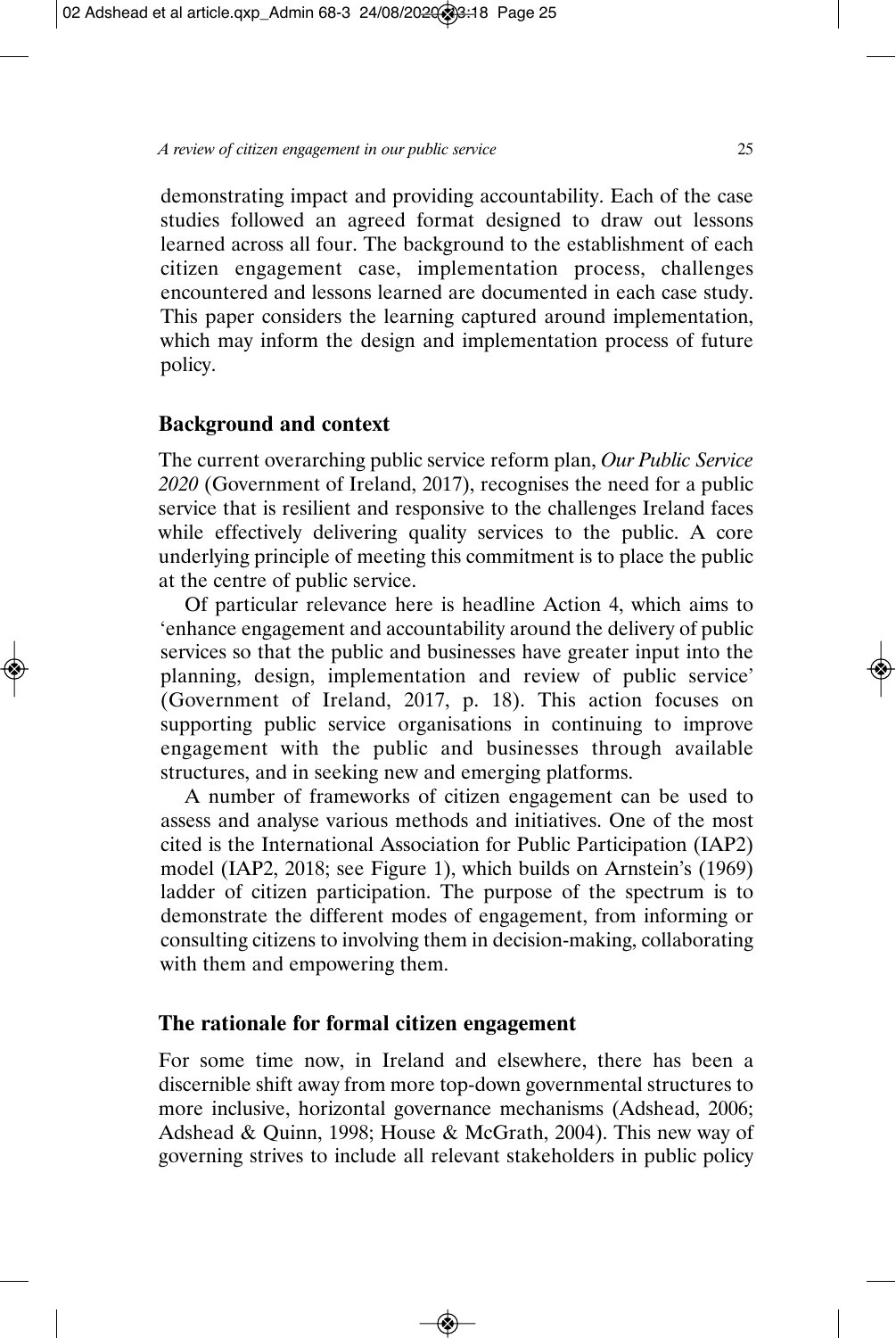demonstrating impact and providing accountability. Each of the case studies followed an agreed format designed to draw out lessons learned across all four. The background to the establishment of each citizen engagement case, implementation process, challenges encountered and lessons learned are documented in each case study. This paper considers the learning captured around implementation, which may inform the design and implementation process of future policy.

## Background and context

The current overarching public service reform plan, *Our Public Service 2020* (Government of Ireland, 2017), recognises the need for a public service that is resilient and responsive to the challenges Ireland faces while effectively delivering quality services to the public. A core underlying principle of meeting this commitment is to place the public at the centre of public service.

Of particular relevance here is headline Action 4, which aims to 'enhance engagement and accountability around the delivery of public services so that the public and businesses have greater input into the planning, design, implementation and review of public service' (Government of Ireland, 2017, p. 18). This action focuses on supporting public service organisations in continuing to improve engagement with the public and businesses through available structures, and in seeking new and emerging platforms.

A number of frameworks of citizen engagement can be used to assess and analyse various methods and initiatives. One of the most cited is the International Association for Public Participation (IAP2) model (IAP2, 2018; see Figure 1), which builds on Arnstein's (1969) ladder of citizen participation. The purpose of the spectrum is to demonstrate the different modes of engagement, from informing or consulting citizens to involving them in decision-making, collaborating with them and empowering them.

## The rationale for formal citizen engagement

For some time now, in Ireland and elsewhere, there has been a discernible shift away from more top-down governmental structures to more inclusive, horizontal governance mechanisms (Adshead, 2006; Adshead & Quinn, 1998; House & McGrath, 2004). This new way of governing strives to include all relevant stakeholders in public policy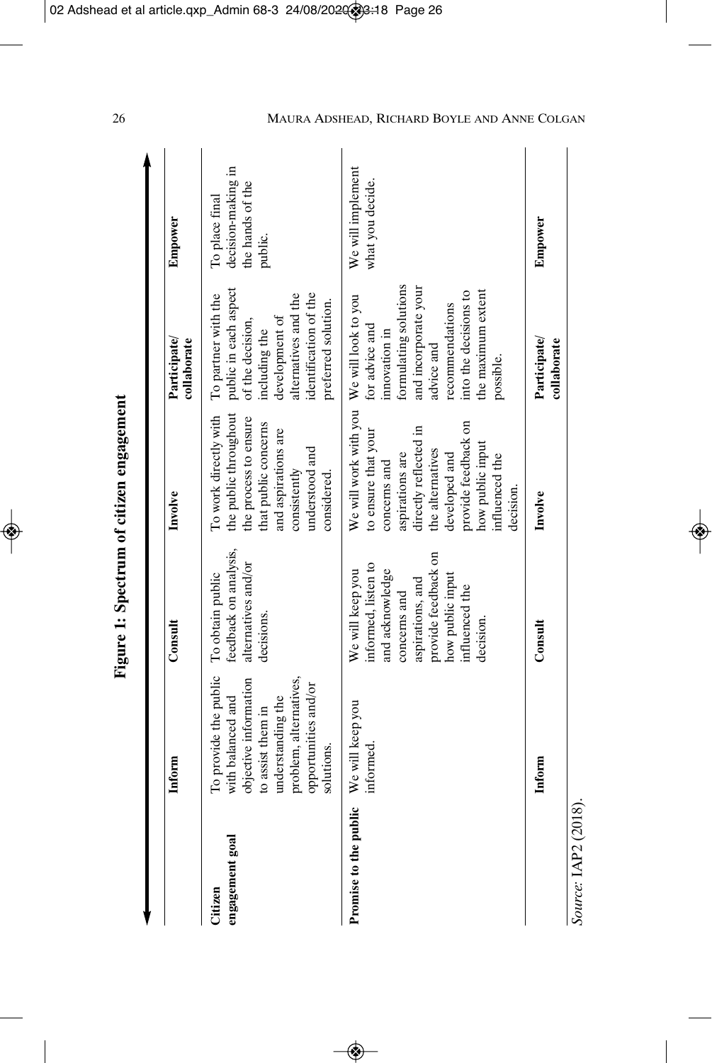**Figure 1: Spectrum of citizen engagement**

| | Inform | Consult | Involve | Participate/ collaborate | Empower |
|---|---|---|---|---|---|
| **Citizen engagement goal** | To provide the public with balanced and objective information to assist them in understanding the problem, alternatives, opportunities and/or solutions. | To obtain public feedback on analysis, alternatives and/or decisions. | To work directly with the public throughout the process to ensure that public concerns and aspirations are consistently understood and considered. | To partner with the public in each aspect of the decision, including the development of alternatives and the identification of the preferred solution. | To place final decision-making in the hands of the public. |
| **Promise to the public** | We will keep you informed. | We will keep you informed, listen to and acknowledge concerns and aspirations, and provide feedback on how public input influenced the decision. | We will work with you to ensure that your concerns and aspirations are directly reflected in the alternatives developed and provide feedback on how public input influenced the decision. | We will look to you for advice and innovation in formulating solutions and incorporate your advice and recommendations into the decisions to the maximum extent possible. | We will implement what you decide. |
| | **Inform** | **Consult** | **Involve** | **Participate/ collaborate** | **Empower** |

*Source:* IAP2 (2018).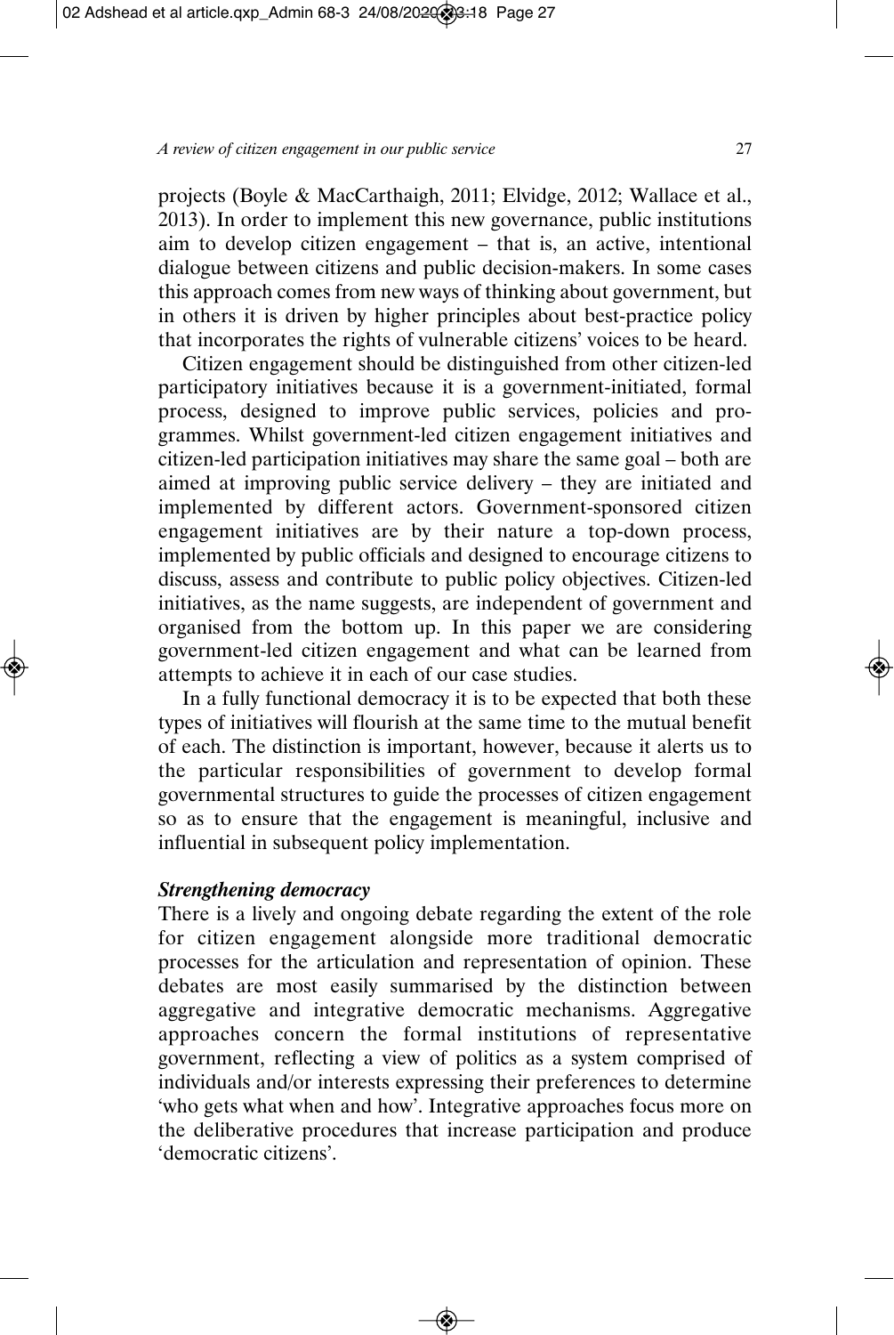projects (Boyle & MacCarthaigh, 2011; Elvidge, 2012; Wallace et al., 2013). In order to implement this new governance, public institutions aim to develop citizen engagement – that is, an active, intentional dialogue between citizens and public decision-makers. In some cases this approach comes from new ways of thinking about government, but in others it is driven by higher principles about best-practice policy that incorporates the rights of vulnerable citizens' voices to be heard.

Citizen engagement should be distinguished from other citizen-led participatory initiatives because it is a government-initiated, formal process, designed to improve public services, policies and programmes. Whilst government-led citizen engagement initiatives and citizen-led participation initiatives may share the same goal – both are aimed at improving public service delivery – they are initiated and implemented by different actors. Government-sponsored citizen engagement initiatives are by their nature a top-down process, implemented by public officials and designed to encourage citizens to discuss, assess and contribute to public policy objectives. Citizen-led initiatives, as the name suggests, are independent of government and organised from the bottom up. In this paper we are considering government-led citizen engagement and what can be learned from attempts to achieve it in each of our case studies.

In a fully functional democracy it is to be expected that both these types of initiatives will flourish at the same time to the mutual benefit of each. The distinction is important, however, because it alerts us to the particular responsibilities of government to develop formal governmental structures to guide the processes of citizen engagement so as to ensure that the engagement is meaningful, inclusive and influential in subsequent policy implementation.

***Strengthening democracy***

There is a lively and ongoing debate regarding the extent of the role for citizen engagement alongside more traditional democratic processes for the articulation and representation of opinion. These debates are most easily summarised by the distinction between aggregative and integrative democratic mechanisms. Aggregative approaches concern the formal institutions of representative government, reflecting a view of politics as a system comprised of individuals and/or interests expressing their preferences to determine 'who gets what when and how'. Integrative approaches focus more on the deliberative procedures that increase participation and produce 'democratic citizens'.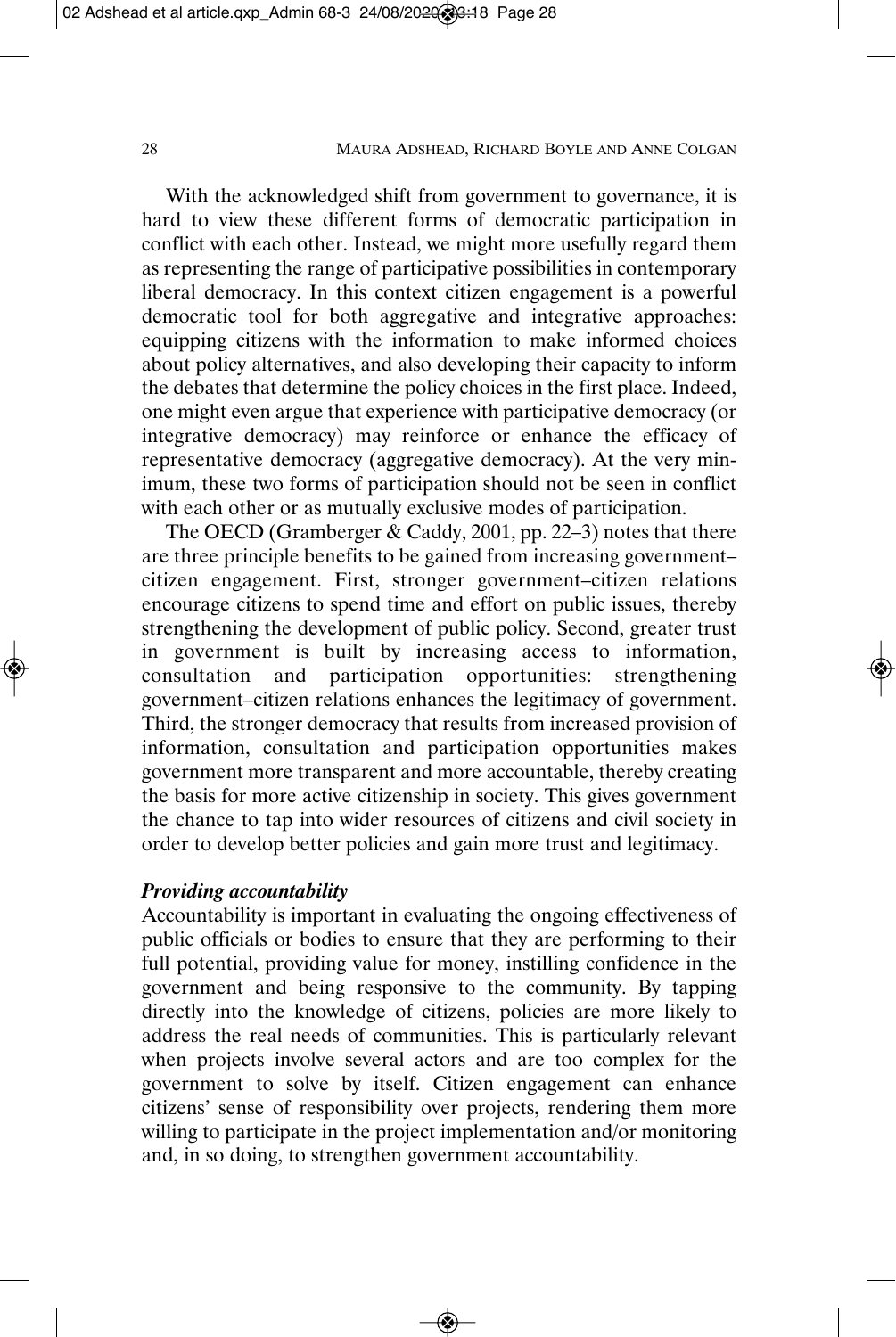With the acknowledged shift from government to governance, it is hard to view these different forms of democratic participation in conflict with each other. Instead, we might more usefully regard them as representing the range of participative possibilities in contemporary liberal democracy. In this context citizen engagement is a powerful democratic tool for both aggregative and integrative approaches: equipping citizens with the information to make informed choices about policy alternatives, and also developing their capacity to inform the debates that determine the policy choices in the first place. Indeed, one might even argue that experience with participative democracy (or integrative democracy) may reinforce or enhance the efficacy of representative democracy (aggregative democracy). At the very minimum, these two forms of participation should not be seen in conflict with each other or as mutually exclusive modes of participation.

The OECD (Gramberger & Caddy, 2001, pp. 22–3) notes that there are three principle benefits to be gained from increasing government–citizen engagement. First, stronger government–citizen relations encourage citizens to spend time and effort on public issues, thereby strengthening the development of public policy. Second, greater trust in government is built by increasing access to information, consultation and participation opportunities: strengthening government–citizen relations enhances the legitimacy of government. Third, the stronger democracy that results from increased provision of information, consultation and participation opportunities makes government more transparent and more accountable, thereby creating the basis for more active citizenship in society. This gives government the chance to tap into wider resources of citizens and civil society in order to develop better policies and gain more trust and legitimacy.

### *Providing accountability*

Accountability is important in evaluating the ongoing effectiveness of public officials or bodies to ensure that they are performing to their full potential, providing value for money, instilling confidence in the government and being responsive to the community. By tapping directly into the knowledge of citizens, policies are more likely to address the real needs of communities. This is particularly relevant when projects involve several actors and are too complex for the government to solve by itself. Citizen engagement can enhance citizens' sense of responsibility over projects, rendering them more willing to participate in the project implementation and/or monitoring and, in so doing, to strengthen government accountability.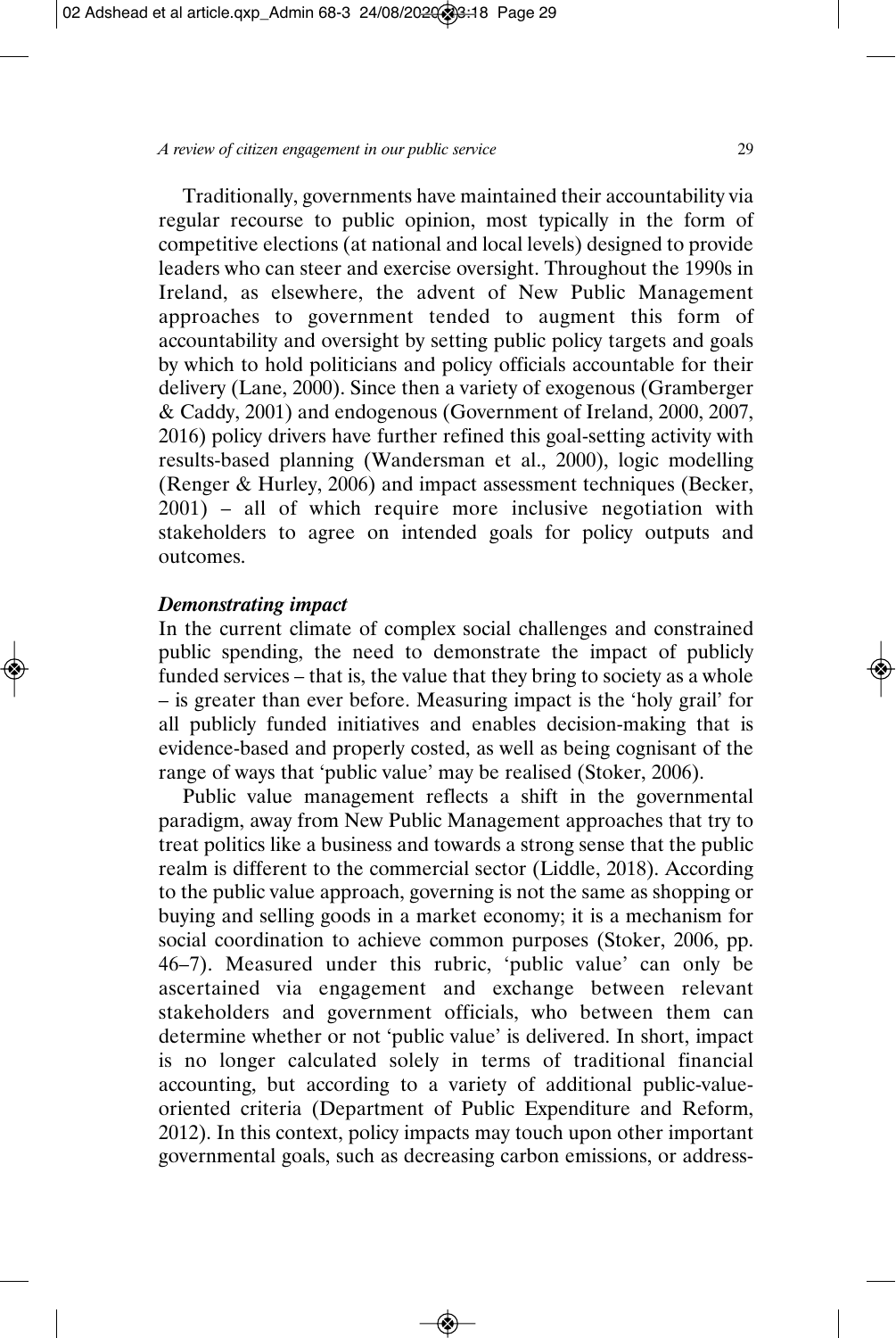Traditionally, governments have maintained their accountability via regular recourse to public opinion, most typically in the form of competitive elections (at national and local levels) designed to provide leaders who can steer and exercise oversight. Throughout the 1990s in Ireland, as elsewhere, the advent of New Public Management approaches to government tended to augment this form of accountability and oversight by setting public policy targets and goals by which to hold politicians and policy officials accountable for their delivery (Lane, 2000). Since then a variety of exogenous (Gramberger & Caddy, 2001) and endogenous (Government of Ireland, 2000, 2007, 2016) policy drivers have further refined this goal-setting activity with results-based planning (Wandersman et al., 2000), logic modelling (Renger & Hurley, 2006) and impact assessment techniques (Becker, 2001) – all of which require more inclusive negotiation with stakeholders to agree on intended goals for policy outputs and outcomes.

***Demonstrating impact***

In the current climate of complex social challenges and constrained public spending, the need to demonstrate the impact of publicly funded services – that is, the value that they bring to society as a whole – is greater than ever before. Measuring impact is the 'holy grail' for all publicly funded initiatives and enables decision-making that is evidence-based and properly costed, as well as being cognisant of the range of ways that 'public value' may be realised (Stoker, 2006).

Public value management reflects a shift in the governmental paradigm, away from New Public Management approaches that try to treat politics like a business and towards a strong sense that the public realm is different to the commercial sector (Liddle, 2018). According to the public value approach, governing is not the same as shopping or buying and selling goods in a market economy; it is a mechanism for social coordination to achieve common purposes (Stoker, 2006, pp. 46–7). Measured under this rubric, 'public value' can only be ascertained via engagement and exchange between relevant stakeholders and government officials, who between them can determine whether or not 'public value' is delivered. In short, impact is no longer calculated solely in terms of traditional financial accounting, but according to a variety of additional public-value-oriented criteria (Department of Public Expenditure and Reform, 2012). In this context, policy impacts may touch upon other important governmental goals, such as decreasing carbon emissions, or address-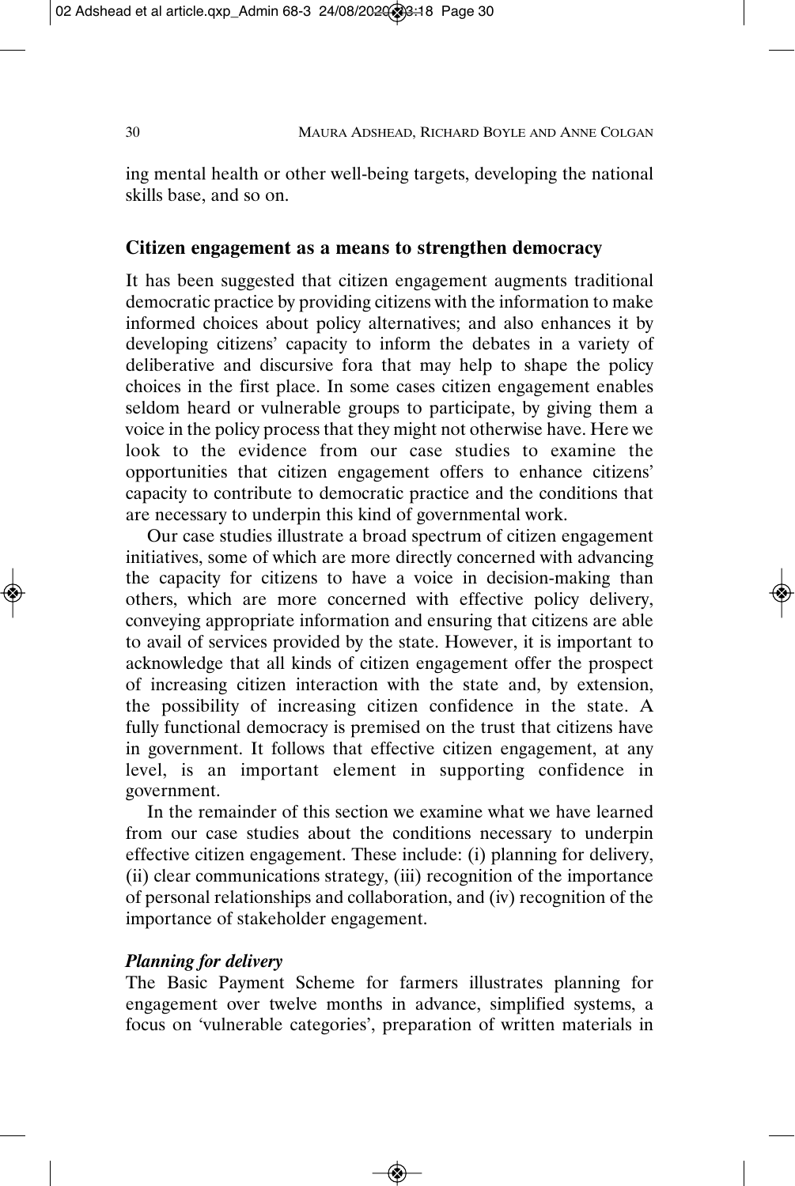ing mental health or other well-being targets, developing the national skills base, and so on.

## Citizen engagement as a means to strengthen democracy

It has been suggested that citizen engagement augments traditional democratic practice by providing citizens with the information to make informed choices about policy alternatives; and also enhances it by developing citizens' capacity to inform the debates in a variety of deliberative and discursive fora that may help to shape the policy choices in the first place. In some cases citizen engagement enables seldom heard or vulnerable groups to participate, by giving them a voice in the policy process that they might not otherwise have. Here we look to the evidence from our case studies to examine the opportunities that citizen engagement offers to enhance citizens' capacity to contribute to democratic practice and the conditions that are necessary to underpin this kind of governmental work.

Our case studies illustrate a broad spectrum of citizen engagement initiatives, some of which are more directly concerned with advancing the capacity for citizens to have a voice in decision-making than others, which are more concerned with effective policy delivery, conveying appropriate information and ensuring that citizens are able to avail of services provided by the state. However, it is important to acknowledge that all kinds of citizen engagement offer the prospect of increasing citizen interaction with the state and, by extension, the possibility of increasing citizen confidence in the state. A fully functional democracy is premised on the trust that citizens have in government. It follows that effective citizen engagement, at any level, is an important element in supporting confidence in government.

In the remainder of this section we examine what we have learned from our case studies about the conditions necessary to underpin effective citizen engagement. These include: (i) planning for delivery, (ii) clear communications strategy, (iii) recognition of the importance of personal relationships and collaboration, and (iv) recognition of the importance of stakeholder engagement.

### *Planning for delivery*

The Basic Payment Scheme for farmers illustrates planning for engagement over twelve months in advance, simplified systems, a focus on 'vulnerable categories', preparation of written materials in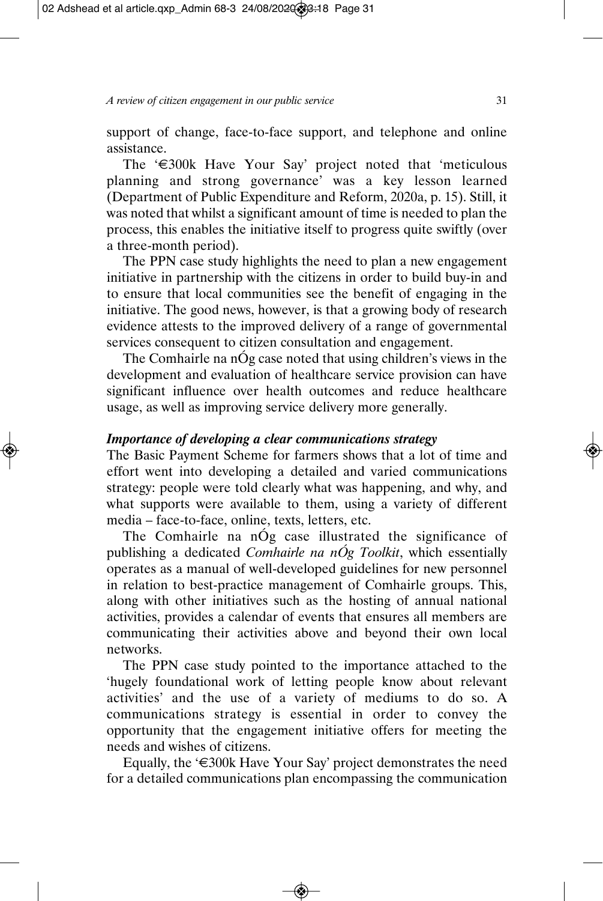support of change, face-to-face support, and telephone and online assistance.

The '€300k Have Your Say' project noted that 'meticulous planning and strong governance' was a key lesson learned (Department of Public Expenditure and Reform, 2020a, p. 15). Still, it was noted that whilst a significant amount of time is needed to plan the process, this enables the initiative itself to progress quite swiftly (over a three-month period).

The PPN case study highlights the need to plan a new engagement initiative in partnership with the citizens in order to build buy-in and to ensure that local communities see the benefit of engaging in the initiative. The good news, however, is that a growing body of research evidence attests to the improved delivery of a range of governmental services consequent to citizen consultation and engagement.

The Comhairle na nÓg case noted that using children's views in the development and evaluation of healthcare service provision can have significant influence over health outcomes and reduce healthcare usage, as well as improving service delivery more generally.

***Importance of developing a clear communications strategy***

The Basic Payment Scheme for farmers shows that a lot of time and effort went into developing a detailed and varied communications strategy: people were told clearly what was happening, and why, and what supports were available to them, using a variety of different media – face-to-face, online, texts, letters, etc.

The Comhairle na nÓg case illustrated the significance of publishing a dedicated *Comhairle na nÓg Toolkit*, which essentially operates as a manual of well-developed guidelines for new personnel in relation to best-practice management of Comhairle groups. This, along with other initiatives such as the hosting of annual national activities, provides a calendar of events that ensures all members are communicating their activities above and beyond their own local networks.

The PPN case study pointed to the importance attached to the 'hugely foundational work of letting people know about relevant activities' and the use of a variety of mediums to do so. A communications strategy is essential in order to convey the opportunity that the engagement initiative offers for meeting the needs and wishes of citizens.

Equally, the '€300k Have Your Say' project demonstrates the need for a detailed communications plan encompassing the communication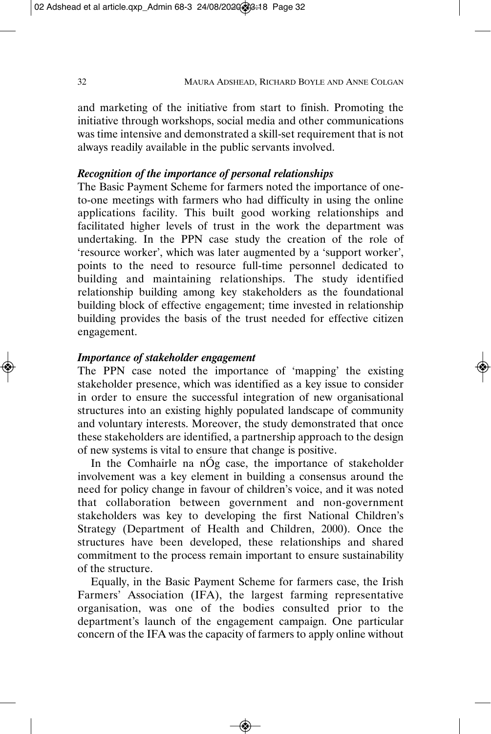and marketing of the initiative from start to finish. Promoting the initiative through workshops, social media and other communications was time intensive and demonstrated a skill-set requirement that is not always readily available in the public servants involved.

***Recognition of the importance of personal relationships***

The Basic Payment Scheme for farmers noted the importance of one-to-one meetings with farmers who had difficulty in using the online applications facility. This built good working relationships and facilitated higher levels of trust in the work the department was undertaking. In the PPN case study the creation of the role of 'resource worker', which was later augmented by a 'support worker', points to the need to resource full-time personnel dedicated to building and maintaining relationships. The study identified relationship building among key stakeholders as the foundational building block of effective engagement; time invested in relationship building provides the basis of the trust needed for effective citizen engagement.

***Importance of stakeholder engagement***

The PPN case noted the importance of 'mapping' the existing stakeholder presence, which was identified as a key issue to consider in order to ensure the successful integration of new organisational structures into an existing highly populated landscape of community and voluntary interests. Moreover, the study demonstrated that once these stakeholders are identified, a partnership approach to the design of new systems is vital to ensure that change is positive.

In the Comhairle na nÓg case, the importance of stakeholder involvement was a key element in building a consensus around the need for policy change in favour of children's voice, and it was noted that collaboration between government and non-government stakeholders was key to developing the first National Children's Strategy (Department of Health and Children, 2000). Once the structures have been developed, these relationships and shared commitment to the process remain important to ensure sustainability of the structure.

Equally, in the Basic Payment Scheme for farmers case, the Irish Farmers' Association (IFA), the largest farming representative organisation, was one of the bodies consulted prior to the department's launch of the engagement campaign. One particular concern of the IFA was the capacity of farmers to apply online without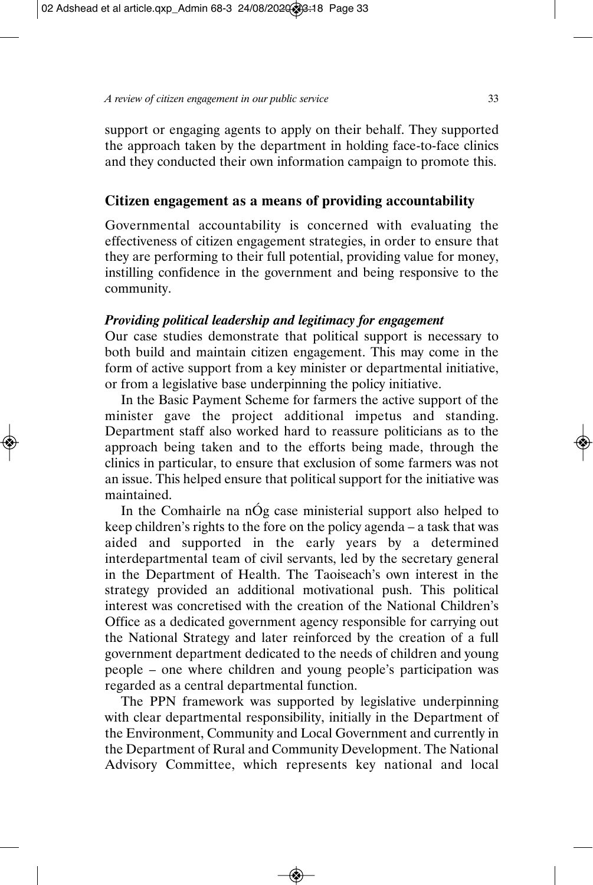support or engaging agents to apply on their behalf. They supported the approach taken by the department in holding face-to-face clinics and they conducted their own information campaign to promote this.

## Citizen engagement as a means of providing accountability

Governmental accountability is concerned with evaluating the effectiveness of citizen engagement strategies, in order to ensure that they are performing to their full potential, providing value for money, instilling confidence in the government and being responsive to the community.

### *Providing political leadership and legitimacy for engagement*

Our case studies demonstrate that political support is necessary to both build and maintain citizen engagement. This may come in the form of active support from a key minister or departmental initiative, or from a legislative base underpinning the policy initiative.

In the Basic Payment Scheme for farmers the active support of the minister gave the project additional impetus and standing. Department staff also worked hard to reassure politicians as to the approach being taken and to the efforts being made, through the clinics in particular, to ensure that exclusion of some farmers was not an issue. This helped ensure that political support for the initiative was maintained.

In the Comhairle na nÓg case ministerial support also helped to keep children's rights to the fore on the policy agenda – a task that was aided and supported in the early years by a determined interdepartmental team of civil servants, led by the secretary general in the Department of Health. The Taoiseach's own interest in the strategy provided an additional motivational push. This political interest was concretised with the creation of the National Children's Office as a dedicated government agency responsible for carrying out the National Strategy and later reinforced by the creation of a full government department dedicated to the needs of children and young people – one where children and young people's participation was regarded as a central departmental function.

The PPN framework was supported by legislative underpinning with clear departmental responsibility, initially in the Department of the Environment, Community and Local Government and currently in the Department of Rural and Community Development. The National Advisory Committee, which represents key national and local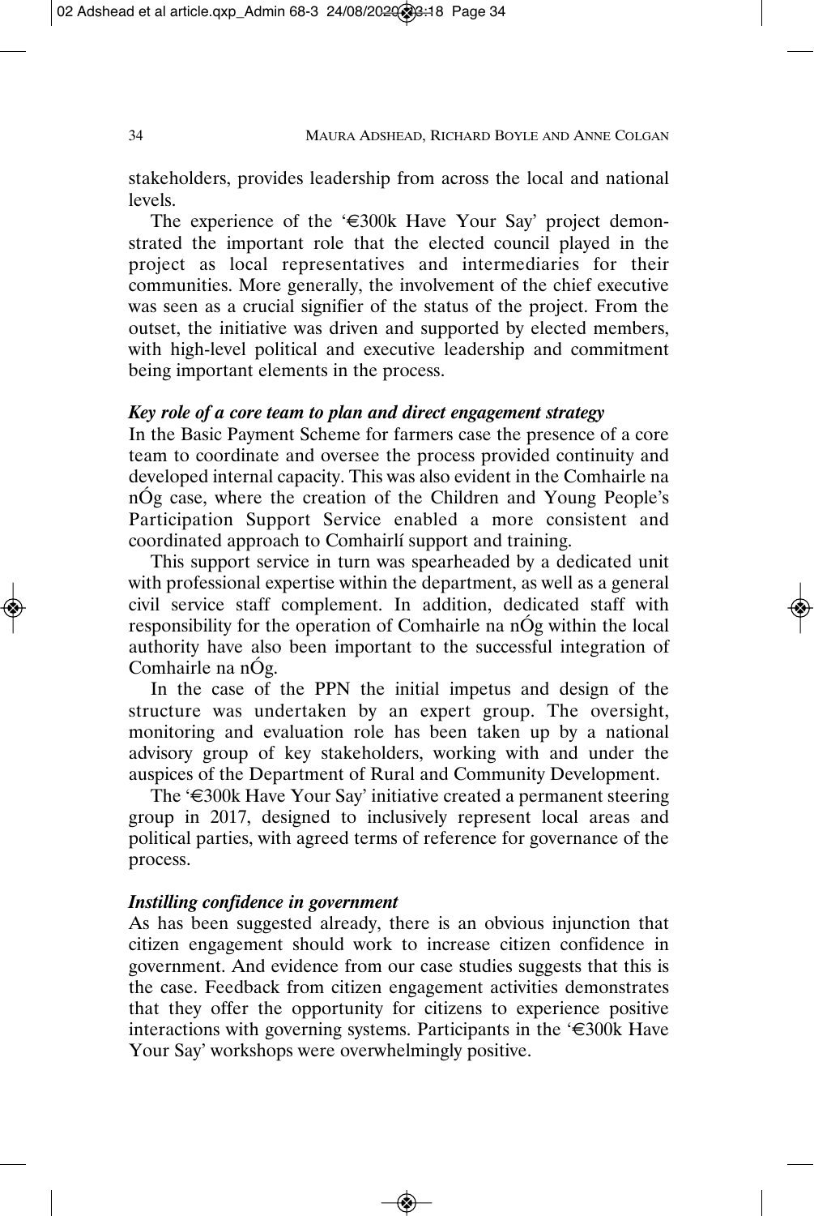stakeholders, provides leadership from across the local and national levels.

The experience of the '€300k Have Your Say' project demonstrated the important role that the elected council played in the project as local representatives and intermediaries for their communities. More generally, the involvement of the chief executive was seen as a crucial signifier of the status of the project. From the outset, the initiative was driven and supported by elected members, with high-level political and executive leadership and commitment being important elements in the process.

***Key role of a core team to plan and direct engagement strategy***

In the Basic Payment Scheme for farmers case the presence of a core team to coordinate and oversee the process provided continuity and developed internal capacity. This was also evident in the Comhairle na nÓg case, where the creation of the Children and Young People's Participation Support Service enabled a more consistent and coordinated approach to Comhairlí support and training.

This support service in turn was spearheaded by a dedicated unit with professional expertise within the department, as well as a general civil service staff complement. In addition, dedicated staff with responsibility for the operation of Comhairle na nÓg within the local authority have also been important to the successful integration of Comhairle na nÓg.

In the case of the PPN the initial impetus and design of the structure was undertaken by an expert group. The oversight, monitoring and evaluation role has been taken up by a national advisory group of key stakeholders, working with and under the auspices of the Department of Rural and Community Development.

The '€300k Have Your Say' initiative created a permanent steering group in 2017, designed to inclusively represent local areas and political parties, with agreed terms of reference for governance of the process.

***Instilling confidence in government***

As has been suggested already, there is an obvious injunction that citizen engagement should work to increase citizen confidence in government. And evidence from our case studies suggests that this is the case. Feedback from citizen engagement activities demonstrates that they offer the opportunity for citizens to experience positive interactions with governing systems. Participants in the '€300k Have Your Say' workshops were overwhelmingly positive.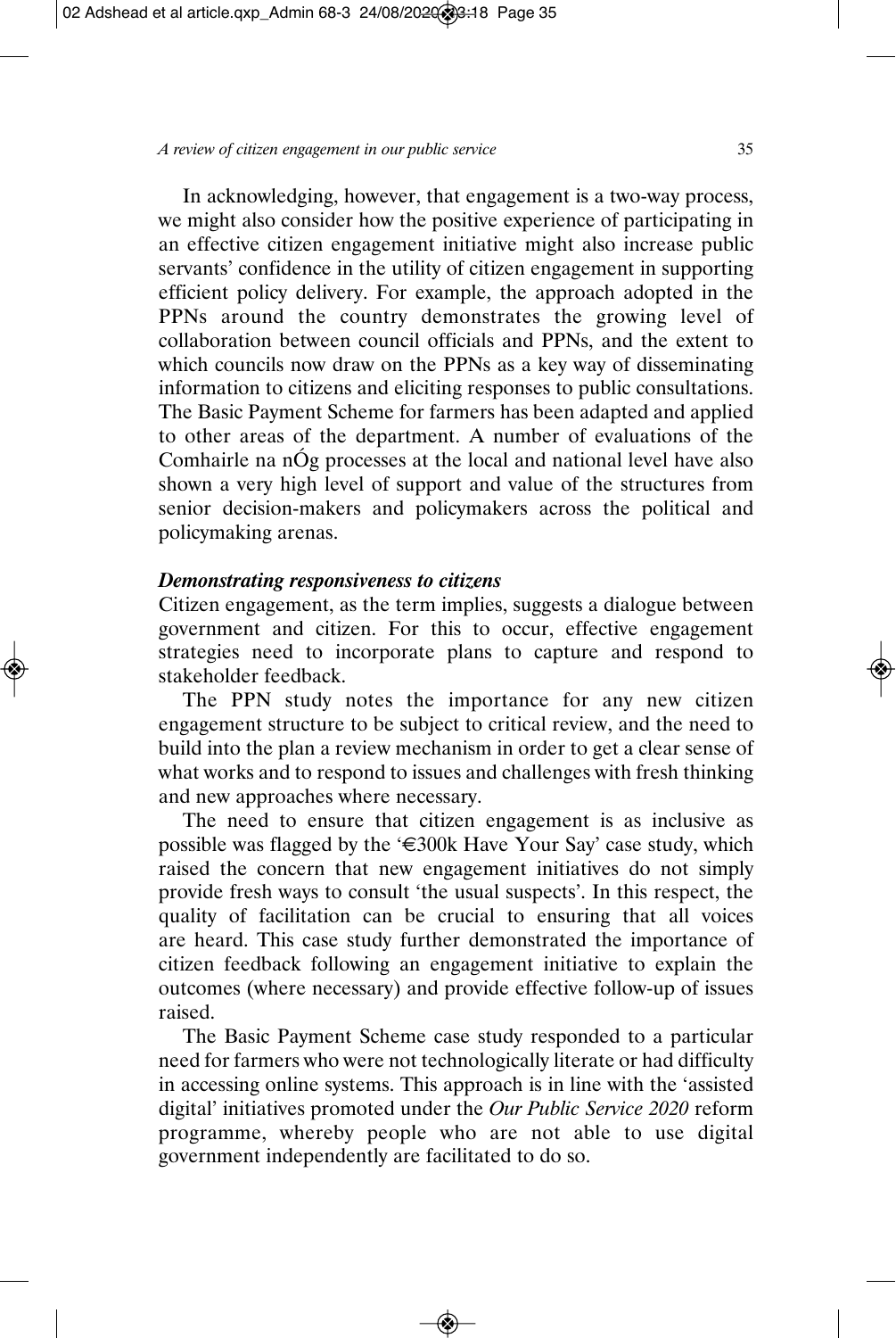In acknowledging, however, that engagement is a two-way process, we might also consider how the positive experience of participating in an effective citizen engagement initiative might also increase public servants' confidence in the utility of citizen engagement in supporting efficient policy delivery. For example, the approach adopted in the PPNs around the country demonstrates the growing level of collaboration between council officials and PPNs, and the extent to which councils now draw on the PPNs as a key way of disseminating information to citizens and eliciting responses to public consultations. The Basic Payment Scheme for farmers has been adapted and applied to other areas of the department. A number of evaluations of the Comhairle na nÓg processes at the local and national level have also shown a very high level of support and value of the structures from senior decision-makers and policymakers across the political and policymaking arenas.

### *Demonstrating responsiveness to citizens*

Citizen engagement, as the term implies, suggests a dialogue between government and citizen. For this to occur, effective engagement strategies need to incorporate plans to capture and respond to stakeholder feedback.

The PPN study notes the importance for any new citizen engagement structure to be subject to critical review, and the need to build into the plan a review mechanism in order to get a clear sense of what works and to respond to issues and challenges with fresh thinking and new approaches where necessary.

The need to ensure that citizen engagement is as inclusive as possible was flagged by the '€300k Have Your Say' case study, which raised the concern that new engagement initiatives do not simply provide fresh ways to consult 'the usual suspects'. In this respect, the quality of facilitation can be crucial to ensuring that all voices are heard. This case study further demonstrated the importance of citizen feedback following an engagement initiative to explain the outcomes (where necessary) and provide effective follow-up of issues raised.

The Basic Payment Scheme case study responded to a particular need for farmers who were not technologically literate or had difficulty in accessing online systems. This approach is in line with the 'assisted digital' initiatives promoted under the *Our Public Service 2020* reform programme, whereby people who are not able to use digital government independently are facilitated to do so.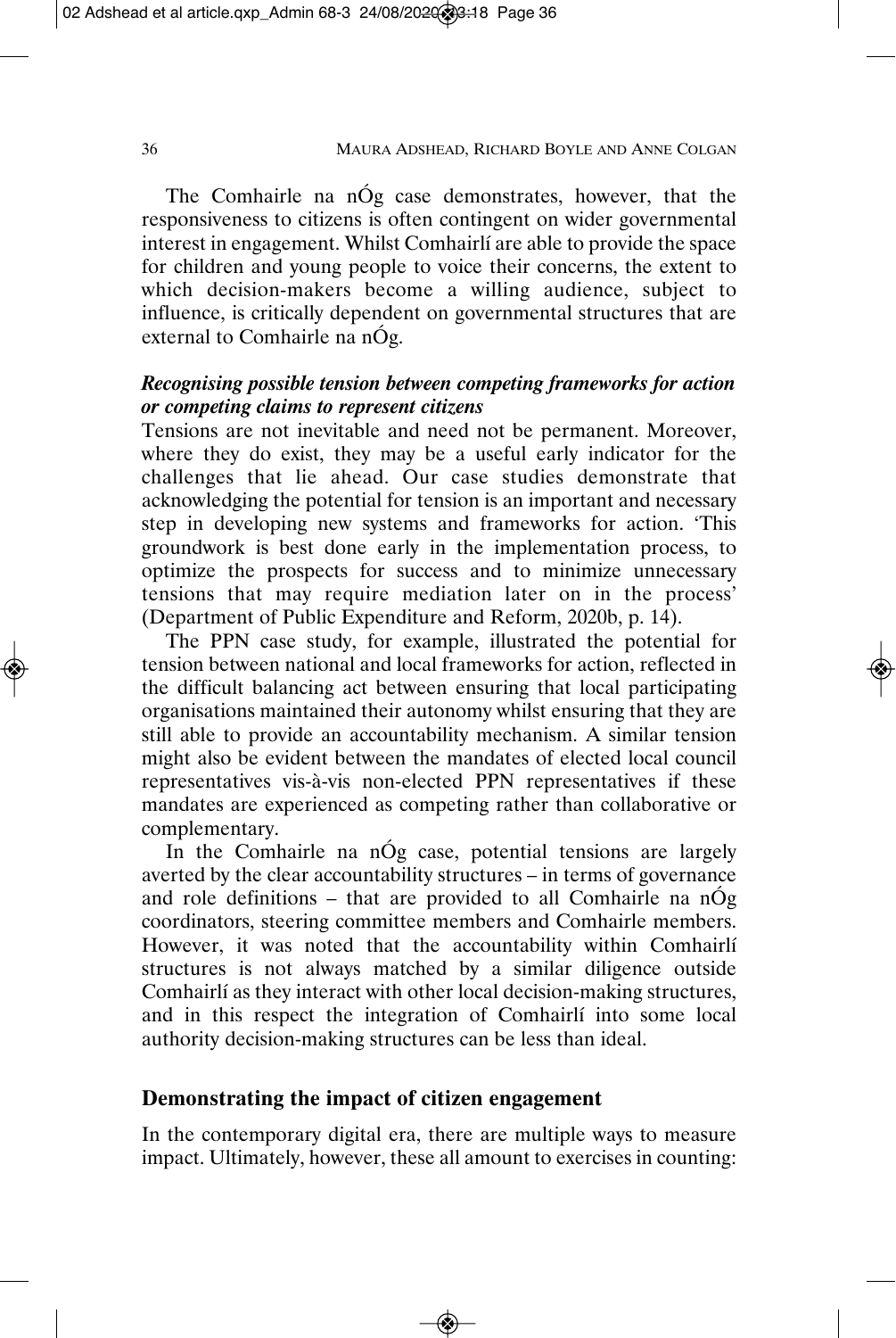The Comhairle na nÓg case demonstrates, however, that the responsiveness to citizens is often contingent on wider governmental interest in engagement. Whilst Comhairlí are able to provide the space for children and young people to voice their concerns, the extent to which decision-makers become a willing audience, subject to influence, is critically dependent on governmental structures that are external to Comhairle na nÓg.

### *Recognising possible tension between competing frameworks for action or competing claims to represent citizens*

Tensions are not inevitable and need not be permanent. Moreover, where they do exist, they may be a useful early indicator for the challenges that lie ahead. Our case studies demonstrate that acknowledging the potential for tension is an important and necessary step in developing new systems and frameworks for action. 'This groundwork is best done early in the implementation process, to optimize the prospects for success and to minimize unnecessary tensions that may require mediation later on in the process' (Department of Public Expenditure and Reform, 2020b, p. 14).

The PPN case study, for example, illustrated the potential for tension between national and local frameworks for action, reflected in the difficult balancing act between ensuring that local participating organisations maintained their autonomy whilst ensuring that they are still able to provide an accountability mechanism. A similar tension might also be evident between the mandates of elected local council representatives vis-à-vis non-elected PPN representatives if these mandates are experienced as competing rather than collaborative or complementary.

In the Comhairle na nÓg case, potential tensions are largely averted by the clear accountability structures – in terms of governance and role definitions – that are provided to all Comhairle na nÓg coordinators, steering committee members and Comhairle members. However, it was noted that the accountability within Comhairlí structures is not always matched by a similar diligence outside Comhairlí as they interact with other local decision-making structures, and in this respect the integration of Comhairlí into some local authority decision-making structures can be less than ideal.

## Demonstrating the impact of citizen engagement

In the contemporary digital era, there are multiple ways to measure impact. Ultimately, however, these all amount to exercises in counting: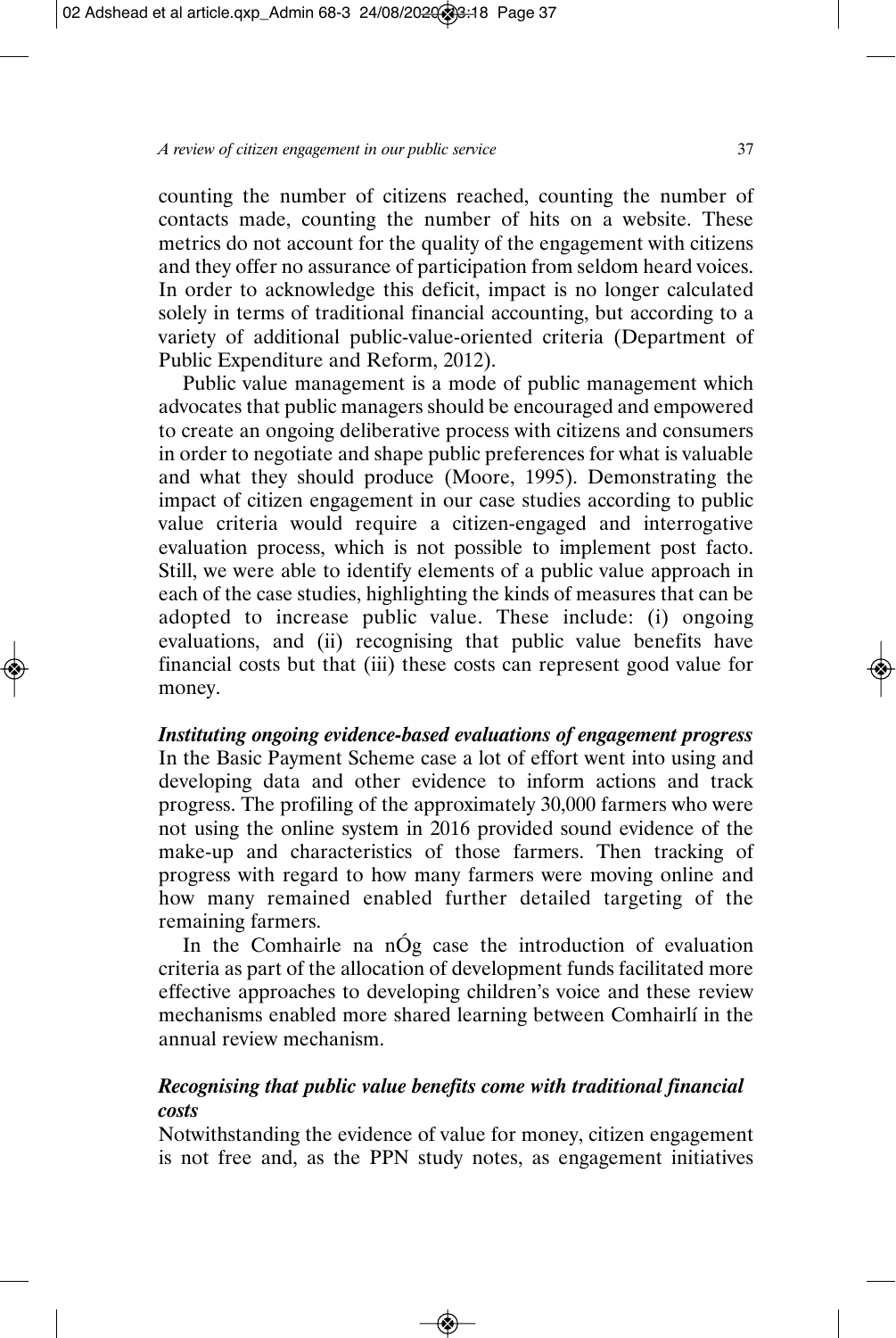counting the number of citizens reached, counting the number of contacts made, counting the number of hits on a website. These metrics do not account for the quality of the engagement with citizens and they offer no assurance of participation from seldom heard voices. In order to acknowledge this deficit, impact is no longer calculated solely in terms of traditional financial accounting, but according to a variety of additional public-value-oriented criteria (Department of Public Expenditure and Reform, 2012).

Public value management is a mode of public management which advocates that public managers should be encouraged and empowered to create an ongoing deliberative process with citizens and consumers in order to negotiate and shape public preferences for what is valuable and what they should produce (Moore, 1995). Demonstrating the impact of citizen engagement in our case studies according to public value criteria would require a citizen-engaged and interrogative evaluation process, which is not possible to implement post facto. Still, we were able to identify elements of a public value approach in each of the case studies, highlighting the kinds of measures that can be adopted to increase public value. These include: (i) ongoing evaluations, and (ii) recognising that public value benefits have financial costs but that (iii) these costs can represent good value for money.

***Instituting ongoing evidence-based evaluations of engagement progress***

In the Basic Payment Scheme case a lot of effort went into using and developing data and other evidence to inform actions and track progress. The profiling of the approximately 30,000 farmers who were not using the online system in 2016 provided sound evidence of the make-up and characteristics of those farmers. Then tracking of progress with regard to how many farmers were moving online and how many remained enabled further detailed targeting of the remaining farmers.

In the Comhairle na nÓg case the introduction of evaluation criteria as part of the allocation of development funds facilitated more effective approaches to developing children's voice and these review mechanisms enabled more shared learning between Comhairlí in the annual review mechanism.

***Recognising that public value benefits come with traditional financial costs***

Notwithstanding the evidence of value for money, citizen engagement is not free and, as the PPN study notes, as engagement initiatives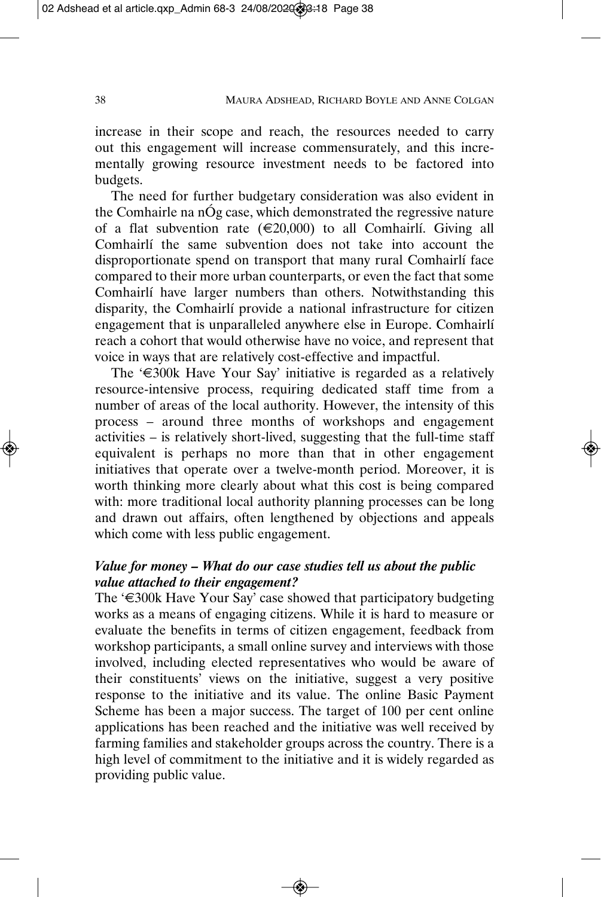increase in their scope and reach, the resources needed to carry out this engagement will increase commensurately, and this incrementally growing resource investment needs to be factored into budgets.

The need for further budgetary consideration was also evident in the Comhairle na nÓg case, which demonstrated the regressive nature of a flat subvention rate (€20,000) to all Comhairlí. Giving all Comhairlí the same subvention does not take into account the disproportionate spend on transport that many rural Comhairlí face compared to their more urban counterparts, or even the fact that some Comhairlí have larger numbers than others. Notwithstanding this disparity, the Comhairlí provide a national infrastructure for citizen engagement that is unparalleled anywhere else in Europe. Comhairlí reach a cohort that would otherwise have no voice, and represent that voice in ways that are relatively cost-effective and impactful.

The '€300k Have Your Say' initiative is regarded as a relatively resource-intensive process, requiring dedicated staff time from a number of areas of the local authority. However, the intensity of this process – around three months of workshops and engagement activities – is relatively short-lived, suggesting that the full-time staff equivalent is perhaps no more than that in other engagement initiatives that operate over a twelve-month period. Moreover, it is worth thinking more clearly about what this cost is being compared with: more traditional local authority planning processes can be long and drawn out affairs, often lengthened by objections and appeals which come with less public engagement.

***Value for money – What do our case studies tell us about the public value attached to their engagement?***

The '€300k Have Your Say' case showed that participatory budgeting works as a means of engaging citizens. While it is hard to measure or evaluate the benefits in terms of citizen engagement, feedback from workshop participants, a small online survey and interviews with those involved, including elected representatives who would be aware of their constituents' views on the initiative, suggest a very positive response to the initiative and its value. The online Basic Payment Scheme has been a major success. The target of 100 per cent online applications has been reached and the initiative was well received by farming families and stakeholder groups across the country. There is a high level of commitment to the initiative and it is widely regarded as providing public value.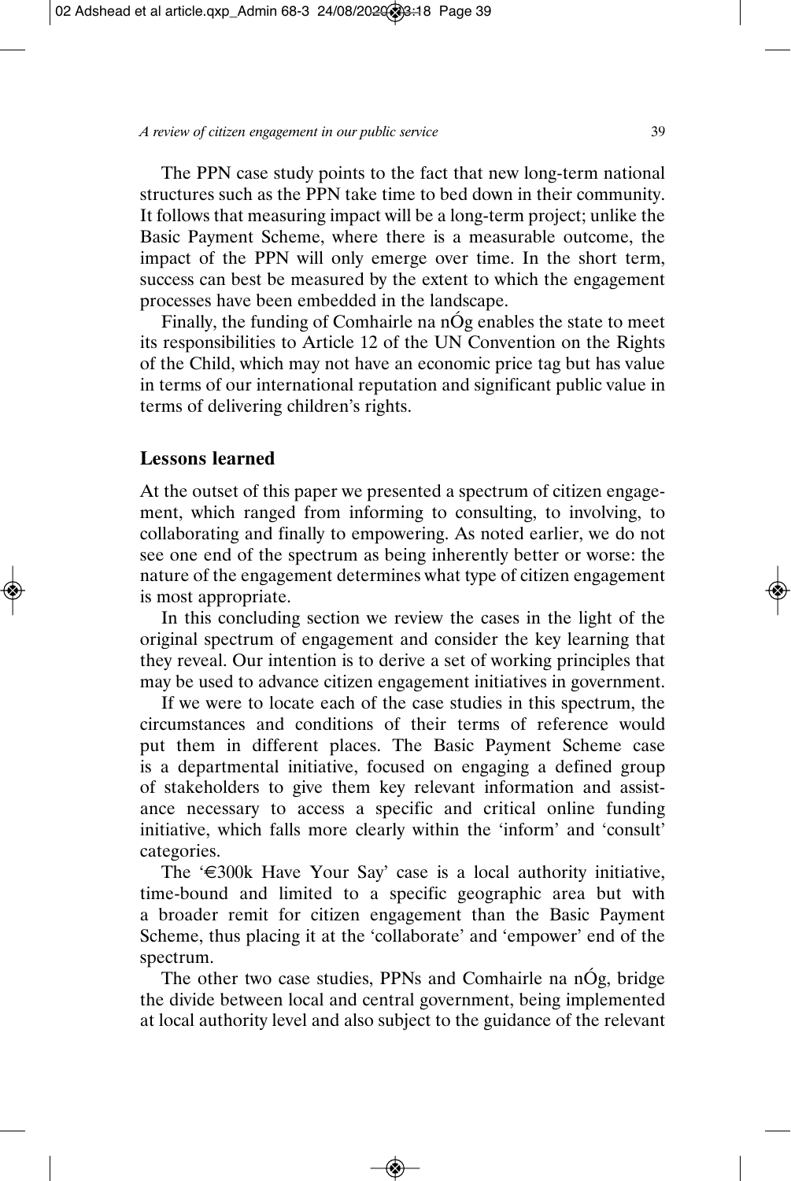The PPN case study points to the fact that new long-term national structures such as the PPN take time to bed down in their community. It follows that measuring impact will be a long-term project; unlike the Basic Payment Scheme, where there is a measurable outcome, the impact of the PPN will only emerge over time. In the short term, success can best be measured by the extent to which the engagement processes have been embedded in the landscape.

Finally, the funding of Comhairle na nÓg enables the state to meet its responsibilities to Article 12 of the UN Convention on the Rights of the Child, which may not have an economic price tag but has value in terms of our international reputation and significant public value in terms of delivering children's rights.

## Lessons learned

At the outset of this paper we presented a spectrum of citizen engagement, which ranged from informing to consulting, to involving, to collaborating and finally to empowering. As noted earlier, we do not see one end of the spectrum as being inherently better or worse: the nature of the engagement determines what type of citizen engagement is most appropriate.

In this concluding section we review the cases in the light of the original spectrum of engagement and consider the key learning that they reveal. Our intention is to derive a set of working principles that may be used to advance citizen engagement initiatives in government.

If we were to locate each of the case studies in this spectrum, the circumstances and conditions of their terms of reference would put them in different places. The Basic Payment Scheme case is a departmental initiative, focused on engaging a defined group of stakeholders to give them key relevant information and assistance necessary to access a specific and critical online funding initiative, which falls more clearly within the 'inform' and 'consult' categories.

The '€300k Have Your Say' case is a local authority initiative, time-bound and limited to a specific geographic area but with a broader remit for citizen engagement than the Basic Payment Scheme, thus placing it at the 'collaborate' and 'empower' end of the spectrum.

The other two case studies, PPNs and Comhairle na nÓg, bridge the divide between local and central government, being implemented at local authority level and also subject to the guidance of the relevant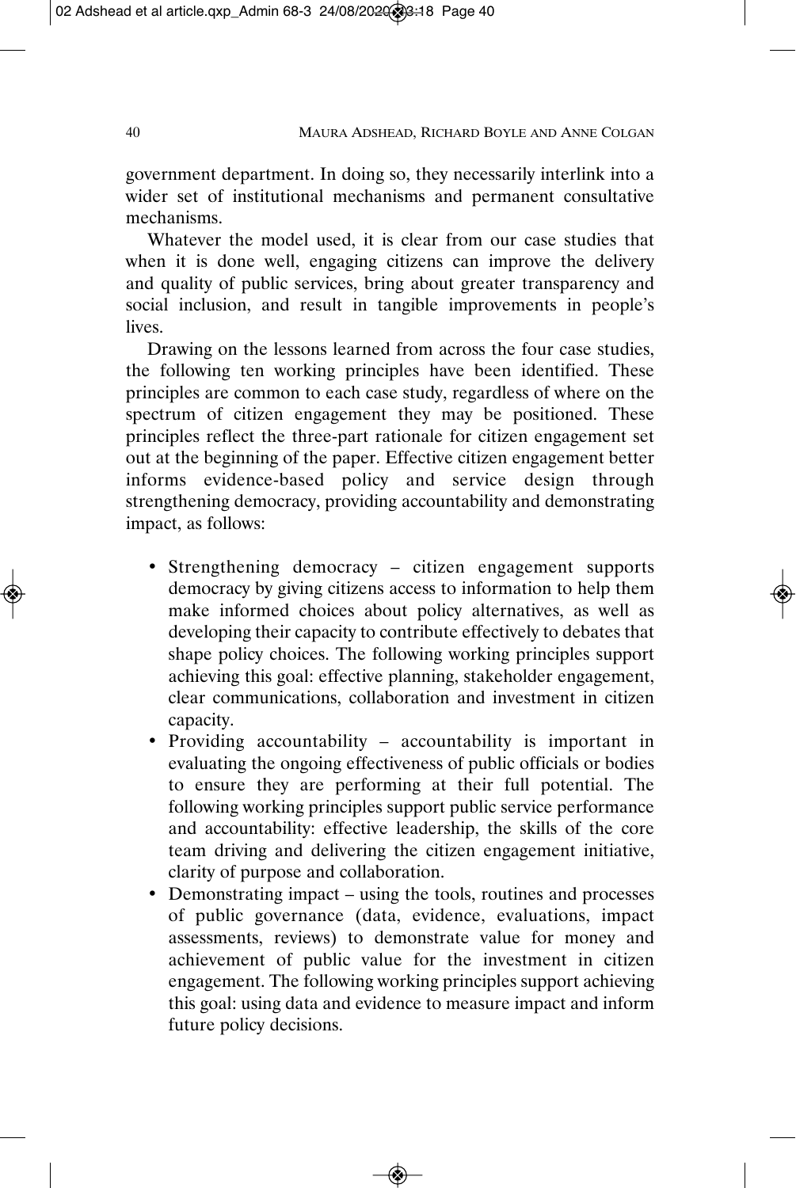government department. In doing so, they necessarily interlink into a wider set of institutional mechanisms and permanent consultative mechanisms.

Whatever the model used, it is clear from our case studies that when it is done well, engaging citizens can improve the delivery and quality of public services, bring about greater transparency and social inclusion, and result in tangible improvements in people's lives.

Drawing on the lessons learned from across the four case studies, the following ten working principles have been identified. These principles are common to each case study, regardless of where on the spectrum of citizen engagement they may be positioned. These principles reflect the three-part rationale for citizen engagement set out at the beginning of the paper. Effective citizen engagement better informs evidence-based policy and service design through strengthening democracy, providing accountability and demonstrating impact, as follows:

- Strengthening democracy – citizen engagement supports democracy by giving citizens access to information to help them make informed choices about policy alternatives, as well as developing their capacity to contribute effectively to debates that shape policy choices. The following working principles support achieving this goal: effective planning, stakeholder engagement, clear communications, collaboration and investment in citizen capacity.
- Providing accountability – accountability is important in evaluating the ongoing effectiveness of public officials or bodies to ensure they are performing at their full potential. The following working principles support public service performance and accountability: effective leadership, the skills of the core team driving and delivering the citizen engagement initiative, clarity of purpose and collaboration.
- Demonstrating impact – using the tools, routines and processes of public governance (data, evidence, evaluations, impact assessments, reviews) to demonstrate value for money and achievement of public value for the investment in citizen engagement. The following working principles support achieving this goal: using data and evidence to measure impact and inform future policy decisions.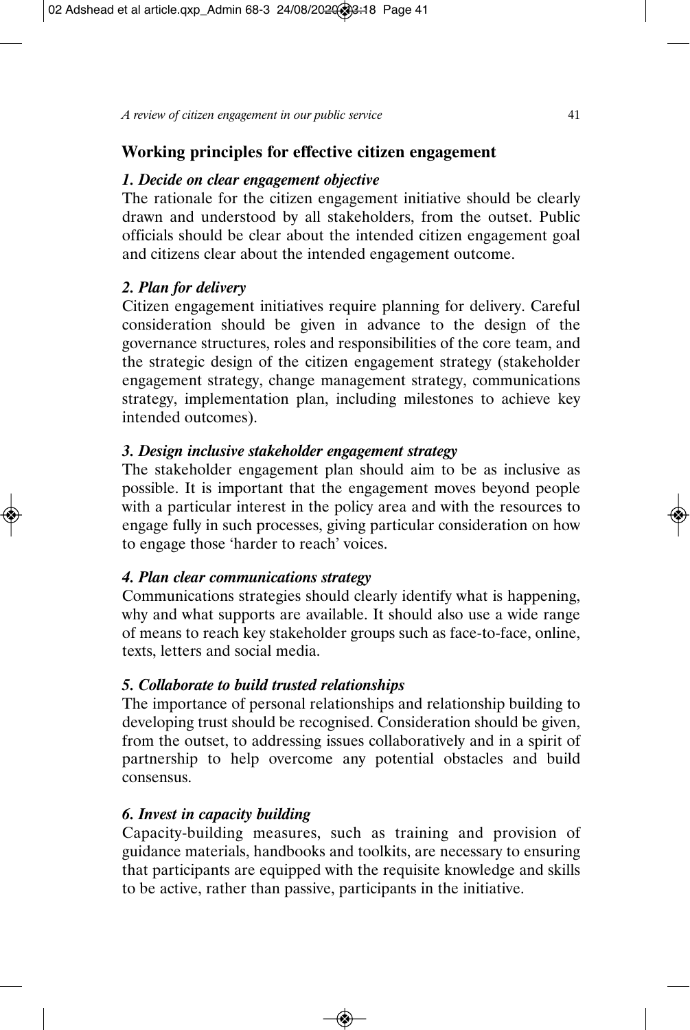## Working principles for effective citizen engagement

### *1. Decide on clear engagement objective*

The rationale for the citizen engagement initiative should be clearly drawn and understood by all stakeholders, from the outset. Public officials should be clear about the intended citizen engagement goal and citizens clear about the intended engagement outcome.

### *2. Plan for delivery*

Citizen engagement initiatives require planning for delivery. Careful consideration should be given in advance to the design of the governance structures, roles and responsibilities of the core team, and the strategic design of the citizen engagement strategy (stakeholder engagement strategy, change management strategy, communications strategy, implementation plan, including milestones to achieve key intended outcomes).

### *3. Design inclusive stakeholder engagement strategy*

The stakeholder engagement plan should aim to be as inclusive as possible. It is important that the engagement moves beyond people with a particular interest in the policy area and with the resources to engage fully in such processes, giving particular consideration on how to engage those 'harder to reach' voices.

### *4. Plan clear communications strategy*

Communications strategies should clearly identify what is happening, why and what supports are available. It should also use a wide range of means to reach key stakeholder groups such as face-to-face, online, texts, letters and social media.

### *5. Collaborate to build trusted relationships*

The importance of personal relationships and relationship building to developing trust should be recognised. Consideration should be given, from the outset, to addressing issues collaboratively and in a spirit of partnership to help overcome any potential obstacles and build consensus.

### *6. Invest in capacity building*

Capacity-building measures, such as training and provision of guidance materials, handbooks and toolkits, are necessary to ensuring that participants are equipped with the requisite knowledge and skills to be active, rather than passive, participants in the initiative.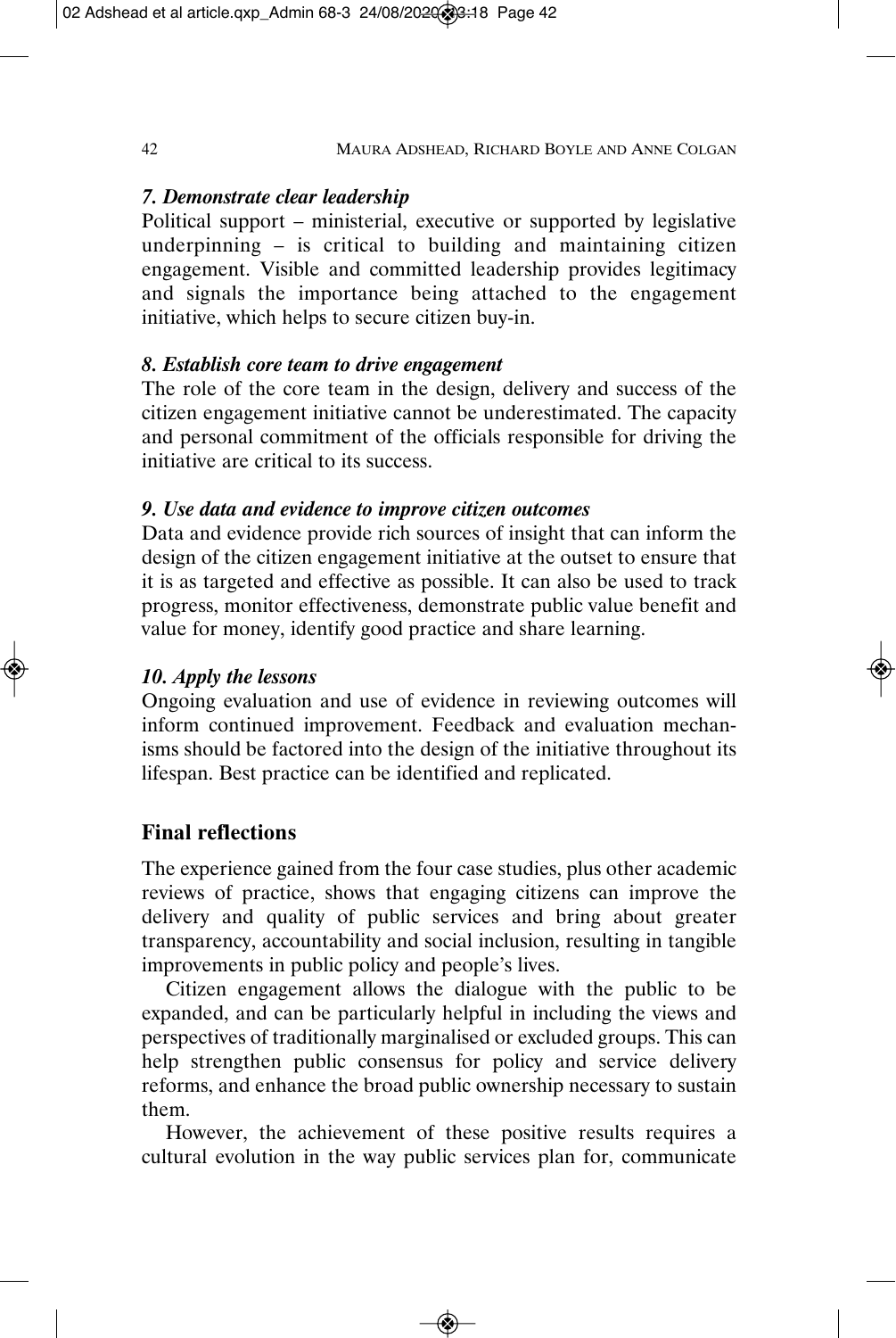### *7. Demonstrate clear leadership*

Political support – ministerial, executive or supported by legislative underpinning – is critical to building and maintaining citizen engagement. Visible and committed leadership provides legitimacy and signals the importance being attached to the engagement initiative, which helps to secure citizen buy-in.

### *8. Establish core team to drive engagement*

The role of the core team in the design, delivery and success of the citizen engagement initiative cannot be underestimated. The capacity and personal commitment of the officials responsible for driving the initiative are critical to its success.

### *9. Use data and evidence to improve citizen outcomes*

Data and evidence provide rich sources of insight that can inform the design of the citizen engagement initiative at the outset to ensure that it is as targeted and effective as possible. It can also be used to track progress, monitor effectiveness, demonstrate public value benefit and value for money, identify good practice and share learning.

### *10. Apply the lessons*

Ongoing evaluation and use of evidence in reviewing outcomes will inform continued improvement. Feedback and evaluation mechanisms should be factored into the design of the initiative throughout its lifespan. Best practice can be identified and replicated.

## Final reflections

The experience gained from the four case studies, plus other academic reviews of practice, shows that engaging citizens can improve the delivery and quality of public services and bring about greater transparency, accountability and social inclusion, resulting in tangible improvements in public policy and people's lives.

Citizen engagement allows the dialogue with the public to be expanded, and can be particularly helpful in including the views and perspectives of traditionally marginalised or excluded groups. This can help strengthen public consensus for policy and service delivery reforms, and enhance the broad public ownership necessary to sustain them.

However, the achievement of these positive results requires a cultural evolution in the way public services plan for, communicate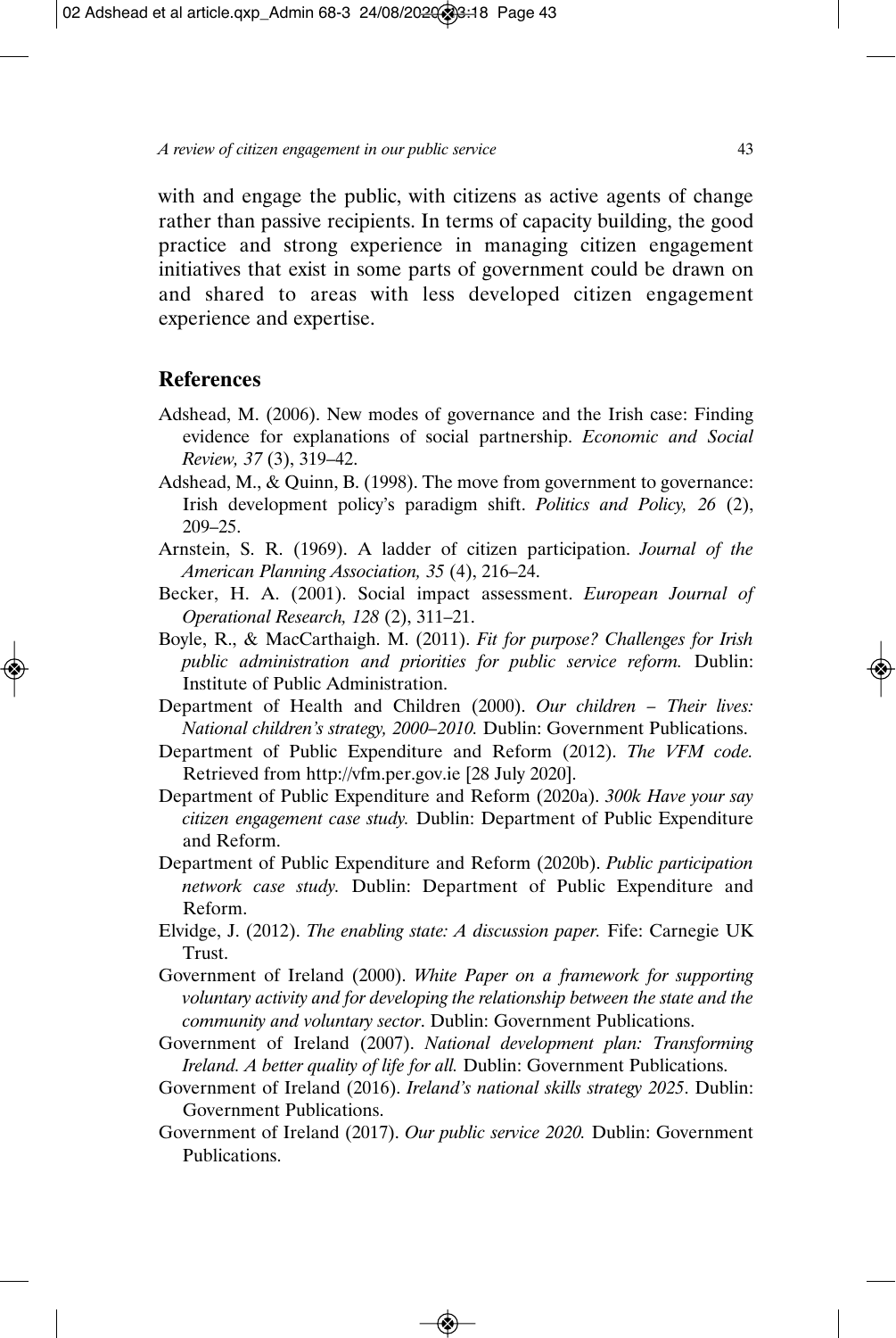with and engage the public, with citizens as active agents of change rather than passive recipients. In terms of capacity building, the good practice and strong experience in managing citizen engagement initiatives that exist in some parts of government could be drawn on and shared to areas with less developed citizen engagement experience and expertise.

## References

Adshead, M. (2006). New modes of governance and the Irish case: Finding evidence for explanations of social partnership. *Economic and Social Review, 37* (3), 319–42.

Adshead, M., & Quinn, B. (1998). The move from government to governance: Irish development policy's paradigm shift. *Politics and Policy, 26* (2), 209–25.

Arnstein, S. R. (1969). A ladder of citizen participation. *Journal of the American Planning Association, 35* (4), 216–24.

Becker, H. A. (2001). Social impact assessment. *European Journal of Operational Research, 128* (2), 311–21.

Boyle, R., & MacCarthaigh. M. (2011). *Fit for purpose? Challenges for Irish public administration and priorities for public service reform.* Dublin: Institute of Public Administration.

Department of Health and Children (2000). *Our children – Their lives: National children's strategy, 2000–2010.* Dublin: Government Publications.

Department of Public Expenditure and Reform (2012). *The VFM code.* Retrieved from http://vfm.per.gov.ie [28 July 2020].

Department of Public Expenditure and Reform (2020a). *300k Have your say citizen engagement case study.* Dublin: Department of Public Expenditure and Reform.

Department of Public Expenditure and Reform (2020b). *Public participation network case study.* Dublin: Department of Public Expenditure and Reform.

Elvidge, J. (2012). *The enabling state: A discussion paper.* Fife: Carnegie UK Trust.

Government of Ireland (2000). *White Paper on a framework for supporting voluntary activity and for developing the relationship between the state and the community and voluntary sector*. Dublin: Government Publications.

Government of Ireland (2007). *National development plan: Transforming Ireland. A better quality of life for all.* Dublin: Government Publications.

Government of Ireland (2016). *Ireland's national skills strategy 2025*. Dublin: Government Publications.

Government of Ireland (2017). *Our public service 2020.* Dublin: Government Publications.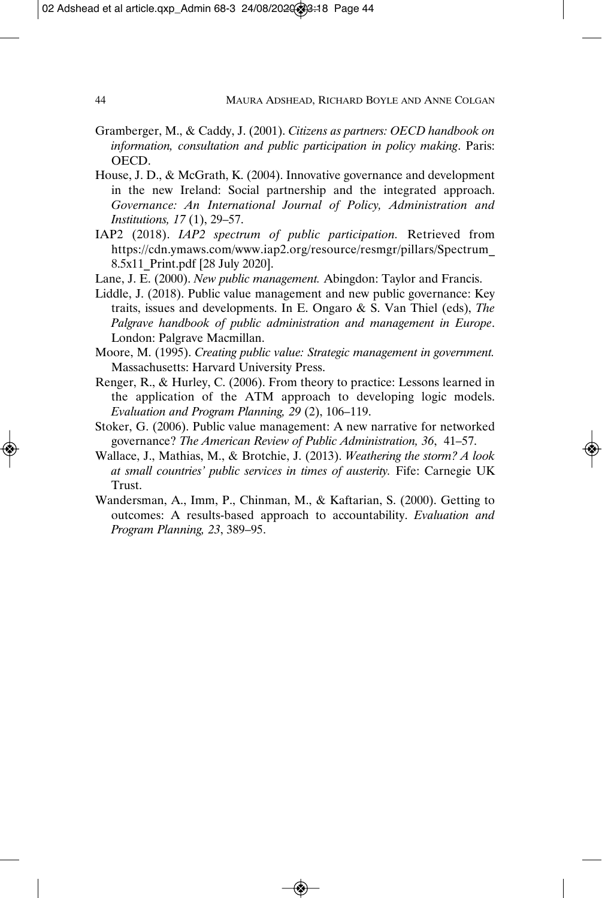Gramberger, M., & Caddy, J. (2001). *Citizens as partners: OECD handbook on information, consultation and public participation in policy making*. Paris: OECD.

House, J. D., & McGrath, K. (2004). Innovative governance and development in the new Ireland: Social partnership and the integrated approach. *Governance: An International Journal of Policy, Administration and Institutions, 17* (1), 29–57.

IAP2 (2018). *IAP2 spectrum of public participation.* Retrieved from https://cdn.ymaws.com/www.iap2.org/resource/resmgr/pillars/Spectrum_8.5x11_Print.pdf [28 July 2020].

Lane, J. E. (2000). *New public management.* Abingdon: Taylor and Francis.

Liddle, J. (2018). Public value management and new public governance: Key traits, issues and developments. In E. Ongaro & S. Van Thiel (eds), *The Palgrave handbook of public administration and management in Europe*. London: Palgrave Macmillan.

Moore, M. (1995). *Creating public value: Strategic management in government.* Massachusetts: Harvard University Press.

Renger, R., & Hurley, C. (2006). From theory to practice: Lessons learned in the application of the ATM approach to developing logic models. *Evaluation and Program Planning, 29* (2), 106–119.

Stoker, G. (2006). Public value management: A new narrative for networked governance? *The American Review of Public Administration, 36*, 41–57.

Wallace, J., Mathias, M., & Brotchie, J. (2013). *Weathering the storm? A look at small countries' public services in times of austerity.* Fife: Carnegie UK Trust.

Wandersman, A., Imm, P., Chinman, M., & Kaftarian, S. (2000). Getting to outcomes: A results-based approach to accountability. *Evaluation and Program Planning, 23*, 389–95.